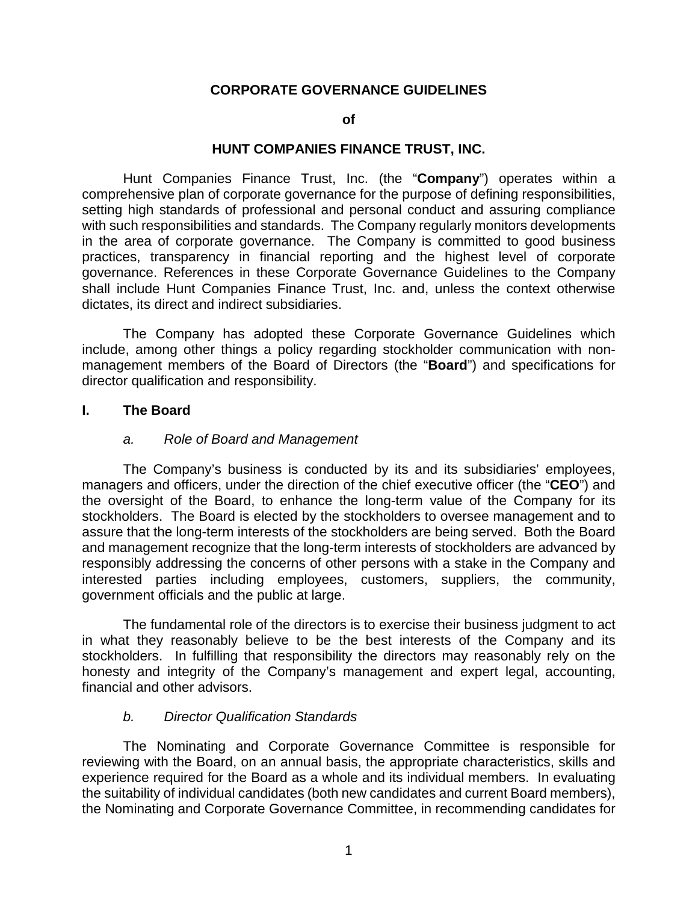# CORPORATE GOVERNANCE GUIDELINES

**of**

# HUNT COMPANIES FINANCE TRUST, INC.

Hunt Companies Finance Trust, Inc. (the "**Company**") operates within a comprehensive plan of corporate governance for the purpose of defining responsibilities, setting high standards of professional and personal conduct and assuring compliance with such responsibilities and standards. The Company regularly monitors developments in the area of corporate governance. The Company is committed to good business practices, transparency in financial reporting and the highest level of corporate governance. References in these Corporate Governance Guidelines to the Company shall include Hunt Companies Finance Trust, Inc. and, unless the context otherwise dictates, its direct and indirect subsidiaries.

The Company has adopted these Corporate Governance Guidelines which include, among other things a policy regarding stockholder communication with non-management members of the Board of Directors (the "**Board**") and specifications for director qualification and responsibility.

## I. The Board

### *a. Role of Board and Management*

The Company's business is conducted by its and its subsidiaries' employees, managers and officers, under the direction of the chief executive officer (the "**CEO**") and the oversight of the Board, to enhance the long-term value of the Company for its stockholders. The Board is elected by the stockholders to oversee management and to assure that the long-term interests of the stockholders are being served. Both the Board and management recognize that the long-term interests of stockholders are advanced by responsibly addressing the concerns of other persons with a stake in the Company and interested parties including employees, customers, suppliers, the community, government officials and the public at large.

The fundamental role of the directors is to exercise their business judgment to act in what they reasonably believe to be the best interests of the Company and its stockholders. In fulfilling that responsibility the directors may reasonably rely on the honesty and integrity of the Company's management and expert legal, accounting, financial and other advisors.

### *b. Director Qualification Standards*

The Nominating and Corporate Governance Committee is responsible for reviewing with the Board, on an annual basis, the appropriate characteristics, skills and experience required for the Board as a whole and its individual members. In evaluating the suitability of individual candidates (both new candidates and current Board members), the Nominating and Corporate Governance Committee, in recommending candidates for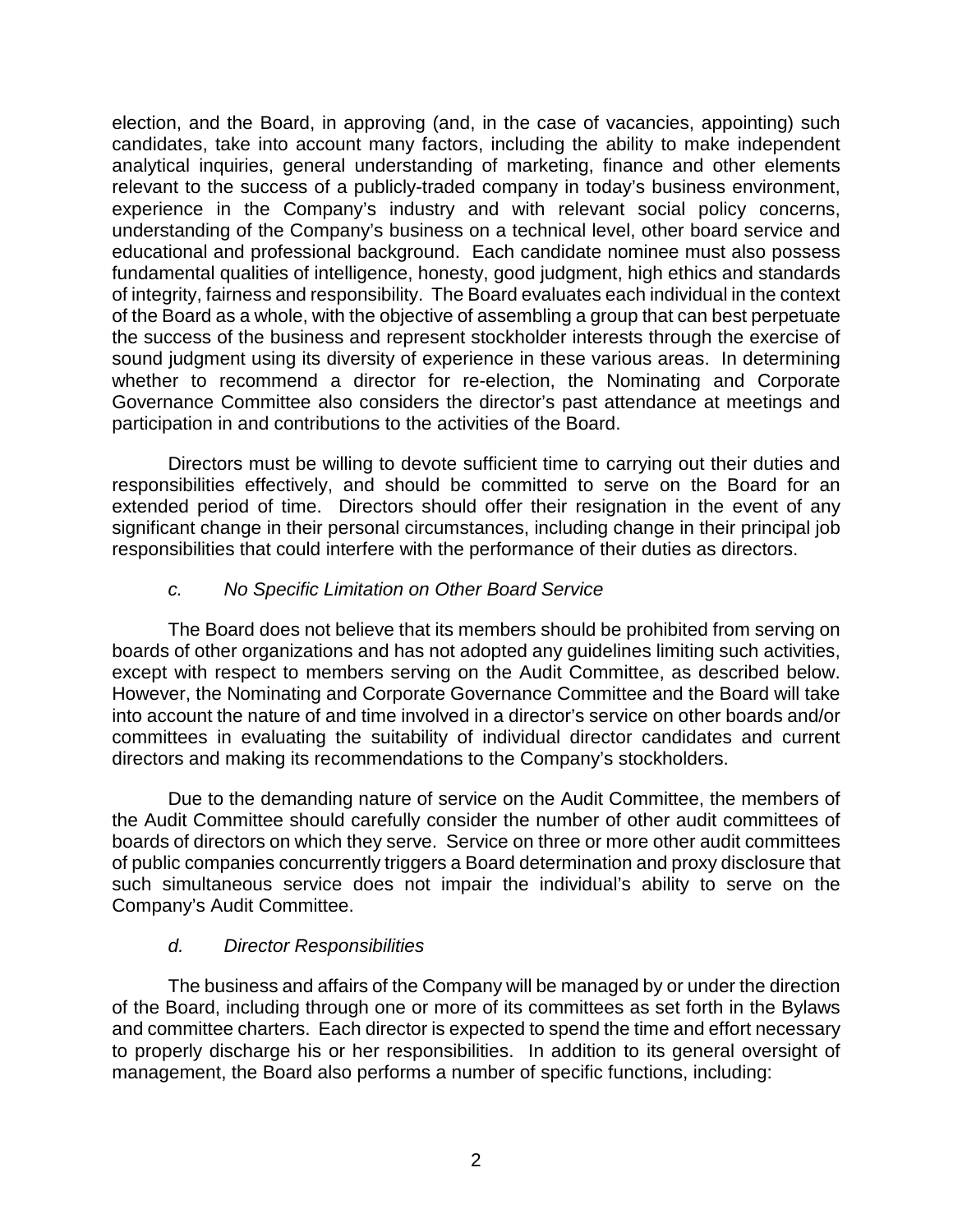election, and the Board, in approving (and, in the case of vacancies, appointing) such candidates, take into account many factors, including the ability to make independent analytical inquiries, general understanding of marketing, finance and other elements relevant to the success of a publicly-traded company in today's business environment, experience in the Company's industry and with relevant social policy concerns, understanding of the Company's business on a technical level, other board service and educational and professional background. Each candidate nominee must also possess fundamental qualities of intelligence, honesty, good judgment, high ethics and standards of integrity, fairness and responsibility. The Board evaluates each individual in the context of the Board as a whole, with the objective of assembling a group that can best perpetuate the success of the business and represent stockholder interests through the exercise of sound judgment using its diversity of experience in these various areas. In determining whether to recommend a director for re-election, the Nominating and Corporate Governance Committee also considers the director's past attendance at meetings and participation in and contributions to the activities of the Board.

Directors must be willing to devote sufficient time to carrying out their duties and responsibilities effectively, and should be committed to serve on the Board for an extended period of time. Directors should offer their resignation in the event of any significant change in their personal circumstances, including change in their principal job responsibilities that could interfere with the performance of their duties as directors.

*c. No Specific Limitation on Other Board Service*

The Board does not believe that its members should be prohibited from serving on boards of other organizations and has not adopted any guidelines limiting such activities, except with respect to members serving on the Audit Committee, as described below. However, the Nominating and Corporate Governance Committee and the Board will take into account the nature of and time involved in a director's service on other boards and/or committees in evaluating the suitability of individual director candidates and current directors and making its recommendations to the Company's stockholders.

Due to the demanding nature of service on the Audit Committee, the members of the Audit Committee should carefully consider the number of other audit committees of boards of directors on which they serve. Service on three or more other audit committees of public companies concurrently triggers a Board determination and proxy disclosure that such simultaneous service does not impair the individual's ability to serve on the Company's Audit Committee.

*d. Director Responsibilities*

The business and affairs of the Company will be managed by or under the direction of the Board, including through one or more of its committees as set forth in the Bylaws and committee charters. Each director is expected to spend the time and effort necessary to properly discharge his or her responsibilities. In addition to its general oversight of management, the Board also performs a number of specific functions, including: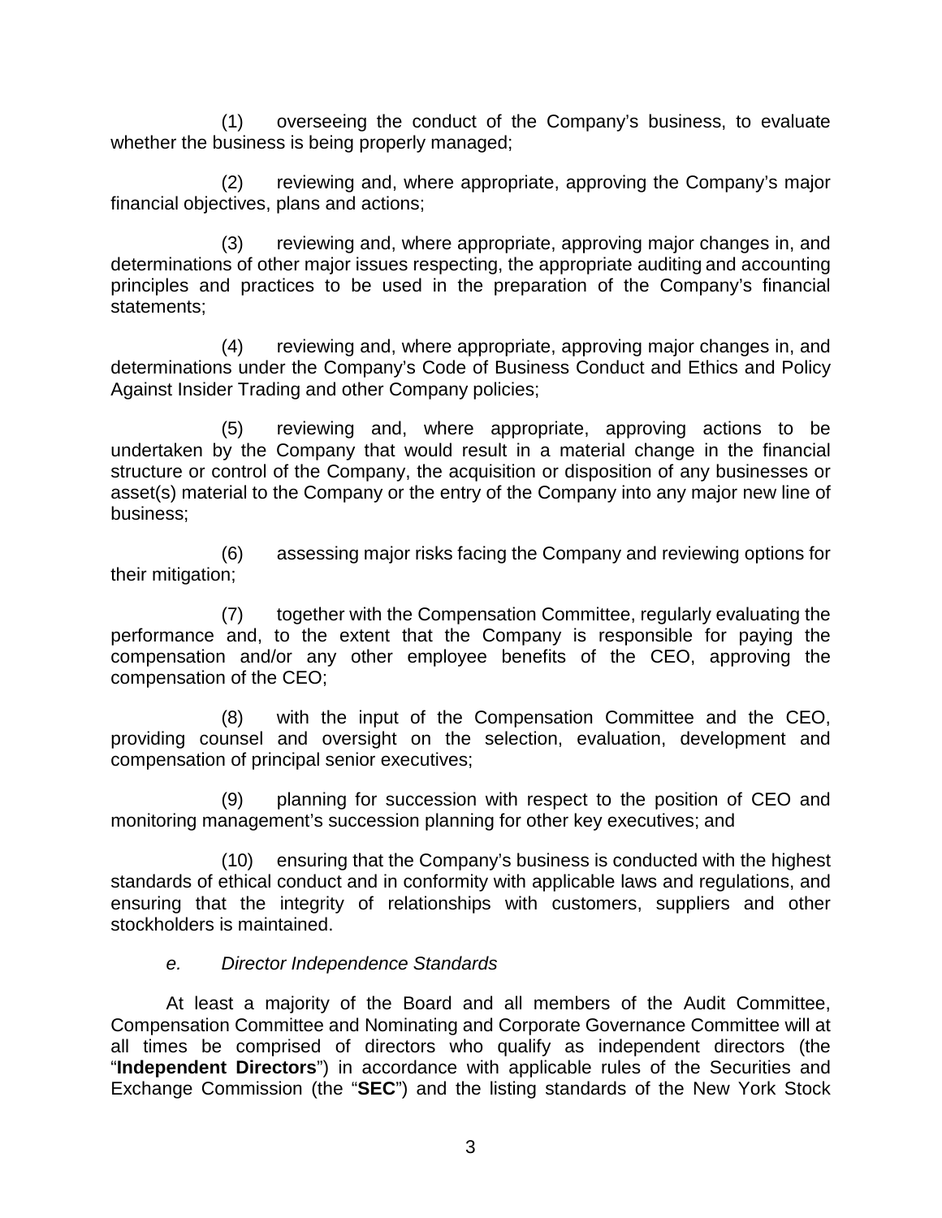(1) overseeing the conduct of the Company's business, to evaluate whether the business is being properly managed;

(2) reviewing and, where appropriate, approving the Company's major financial objectives, plans and actions;

(3) reviewing and, where appropriate, approving major changes in, and determinations of other major issues respecting, the appropriate auditing and accounting principles and practices to be used in the preparation of the Company's financial statements;

(4) reviewing and, where appropriate, approving major changes in, and determinations under the Company's Code of Business Conduct and Ethics and Policy Against Insider Trading and other Company policies;

(5) reviewing and, where appropriate, approving actions to be undertaken by the Company that would result in a material change in the financial structure or control of the Company, the acquisition or disposition of any businesses or asset(s) material to the Company or the entry of the Company into any major new line of business;

(6) assessing major risks facing the Company and reviewing options for their mitigation;

(7) together with the Compensation Committee, regularly evaluating the performance and, to the extent that the Company is responsible for paying the compensation and/or any other employee benefits of the CEO, approving the compensation of the CEO;

(8) with the input of the Compensation Committee and the CEO, providing counsel and oversight on the selection, evaluation, development and compensation of principal senior executives;

(9) planning for succession with respect to the position of CEO and monitoring management's succession planning for other key executives; and

(10) ensuring that the Company's business is conducted with the highest standards of ethical conduct and in conformity with applicable laws and regulations, and ensuring that the integrity of relationships with customers, suppliers and other stockholders is maintained.

*e. Director Independence Standards*

At least a majority of the Board and all members of the Audit Committee, Compensation Committee and Nominating and Corporate Governance Committee will at all times be comprised of directors who qualify as independent directors (the "**Independent Directors**") in accordance with applicable rules of the Securities and Exchange Commission (the "**SEC**") and the listing standards of the New York Stock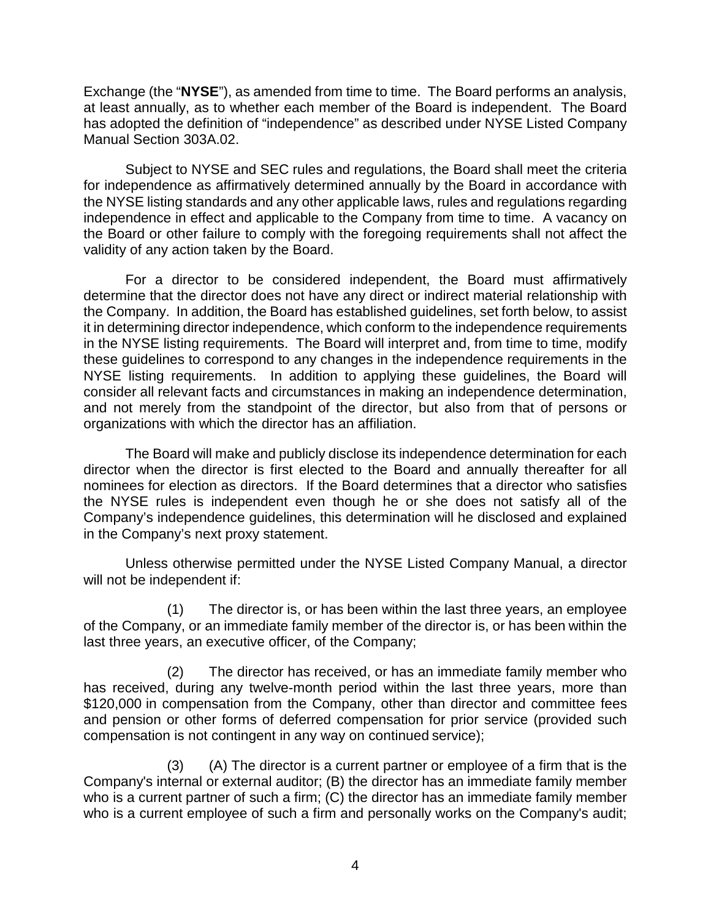Exchange (the "**NYSE**"), as amended from time to time. The Board performs an analysis, at least annually, as to whether each member of the Board is independent. The Board has adopted the definition of "independence" as described under NYSE Listed Company Manual Section 303A.02.

Subject to NYSE and SEC rules and regulations, the Board shall meet the criteria for independence as affirmatively determined annually by the Board in accordance with the NYSE listing standards and any other applicable laws, rules and regulations regarding independence in effect and applicable to the Company from time to time. A vacancy on the Board or other failure to comply with the foregoing requirements shall not affect the validity of any action taken by the Board.

For a director to be considered independent, the Board must affirmatively determine that the director does not have any direct or indirect material relationship with the Company. In addition, the Board has established guidelines, set forth below, to assist it in determining director independence, which conform to the independence requirements in the NYSE listing requirements. The Board will interpret and, from time to time, modify these guidelines to correspond to any changes in the independence requirements in the NYSE listing requirements. In addition to applying these guidelines, the Board will consider all relevant facts and circumstances in making an independence determination, and not merely from the standpoint of the director, but also from that of persons or organizations with which the director has an affiliation.

The Board will make and publicly disclose its independence determination for each director when the director is first elected to the Board and annually thereafter for all nominees for election as directors. If the Board determines that a director who satisfies the NYSE rules is independent even though he or she does not satisfy all of the Company's independence guidelines, this determination will he disclosed and explained in the Company's next proxy statement.

Unless otherwise permitted under the NYSE Listed Company Manual, a director will not be independent if:

(1) The director is, or has been within the last three years, an employee of the Company, or an immediate family member of the director is, or has been within the last three years, an executive officer, of the Company;

(2) The director has received, or has an immediate family member who has received, during any twelve-month period within the last three years, more than $120,000 in compensation from the Company, other than director and committee fees and pension or other forms of deferred compensation for prior service (provided such compensation is not contingent in any way on continued service);

(3) (A) The director is a current partner or employee of a firm that is the Company's internal or external auditor; (B) the director has an immediate family member who is a current partner of such a firm; (C) the director has an immediate family member who is a current employee of such a firm and personally works on the Company's audit;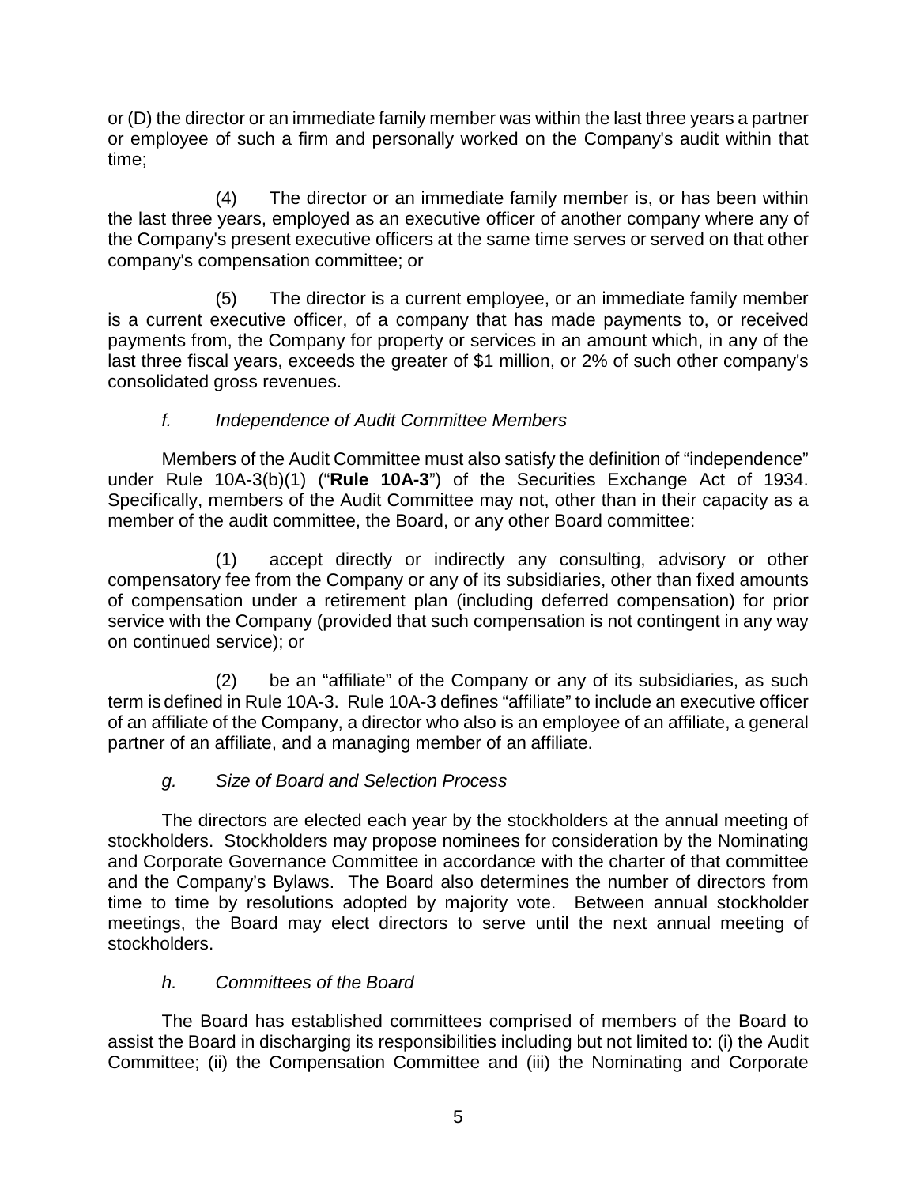or (D) the director or an immediate family member was within the last three years a partner or employee of such a firm and personally worked on the Company's audit within that time;

(4) The director or an immediate family member is, or has been within the last three years, employed as an executive officer of another company where any of the Company's present executive officers at the same time serves or served on that other company's compensation committee; or

(5) The director is a current employee, or an immediate family member is a current executive officer, of a company that has made payments to, or received payments from, the Company for property or services in an amount which, in any of the last three fiscal years, exceeds the greater of $1 million, or 2% of such other company's consolidated gross revenues.

*f. Independence of Audit Committee Members*

Members of the Audit Committee must also satisfy the definition of "independence" under Rule 10A-3(b)(1) ("**Rule 10A-3**") of the Securities Exchange Act of 1934. Specifically, members of the Audit Committee may not, other than in their capacity as a member of the audit committee, the Board, or any other Board committee:

(1) accept directly or indirectly any consulting, advisory or other compensatory fee from the Company or any of its subsidiaries, other than fixed amounts of compensation under a retirement plan (including deferred compensation) for prior service with the Company (provided that such compensation is not contingent in any way on continued service); or

(2) be an "affiliate" of the Company or any of its subsidiaries, as such term is defined in Rule 10A-3. Rule 10A-3 defines "affiliate" to include an executive officer of an affiliate of the Company, a director who also is an employee of an affiliate, a general partner of an affiliate, and a managing member of an affiliate.

*g. Size of Board and Selection Process*

The directors are elected each year by the stockholders at the annual meeting of stockholders. Stockholders may propose nominees for consideration by the Nominating and Corporate Governance Committee in accordance with the charter of that committee and the Company's Bylaws. The Board also determines the number of directors from time to time by resolutions adopted by majority vote. Between annual stockholder meetings, the Board may elect directors to serve until the next annual meeting of stockholders.

*h. Committees of the Board*

The Board has established committees comprised of members of the Board to assist the Board in discharging its responsibilities including but not limited to: (i) the Audit Committee; (ii) the Compensation Committee and (iii) the Nominating and Corporate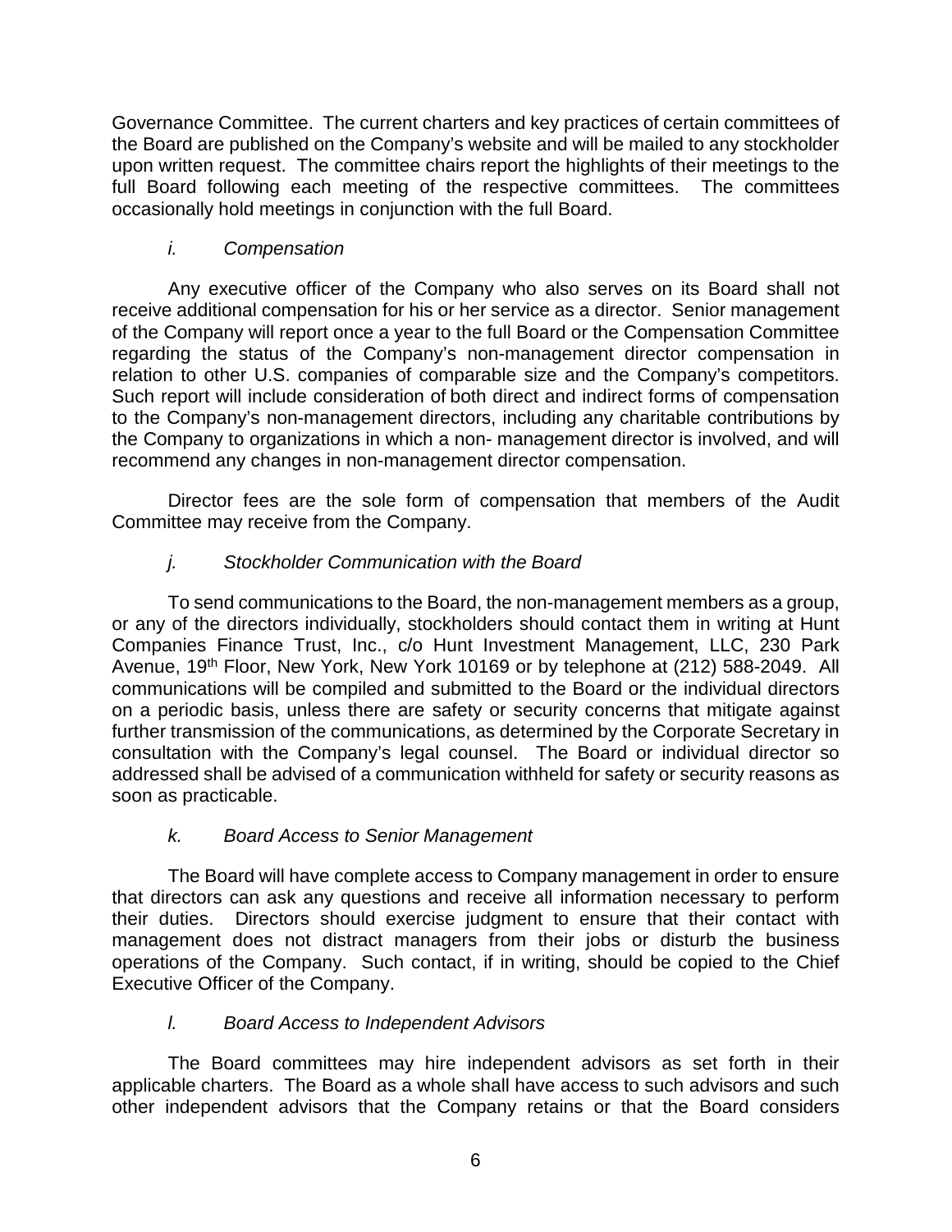Governance Committee. The current charters and key practices of certain committees of the Board are published on the Company's website and will be mailed to any stockholder upon written request. The committee chairs report the highlights of their meetings to the full Board following each meeting of the respective committees. The committees occasionally hold meetings in conjunction with the full Board.

*i. Compensation*

Any executive officer of the Company who also serves on its Board shall not receive additional compensation for his or her service as a director. Senior management of the Company will report once a year to the full Board or the Compensation Committee regarding the status of the Company's non-management director compensation in relation to other U.S. companies of comparable size and the Company's competitors. Such report will include consideration of both direct and indirect forms of compensation to the Company's non-management directors, including any charitable contributions by the Company to organizations in which a non- management director is involved, and will recommend any changes in non-management director compensation.

Director fees are the sole form of compensation that members of the Audit Committee may receive from the Company.

*j. Stockholder Communication with the Board*

To send communications to the Board, the non-management members as a group, or any of the directors individually, stockholders should contact them in writing at Hunt Companies Finance Trust, Inc., c/o Hunt Investment Management, LLC, 230 Park Avenue, 19th Floor, New York, New York 10169 or by telephone at (212) 588-2049. All communications will be compiled and submitted to the Board or the individual directors on a periodic basis, unless there are safety or security concerns that mitigate against further transmission of the communications, as determined by the Corporate Secretary in consultation with the Company's legal counsel. The Board or individual director so addressed shall be advised of a communication withheld for safety or security reasons as soon as practicable.

*k. Board Access to Senior Management*

The Board will have complete access to Company management in order to ensure that directors can ask any questions and receive all information necessary to perform their duties. Directors should exercise judgment to ensure that their contact with management does not distract managers from their jobs or disturb the business operations of the Company. Such contact, if in writing, should be copied to the Chief Executive Officer of the Company.

*l. Board Access to Independent Advisors*

The Board committees may hire independent advisors as set forth in their applicable charters. The Board as a whole shall have access to such advisors and such other independent advisors that the Company retains or that the Board considers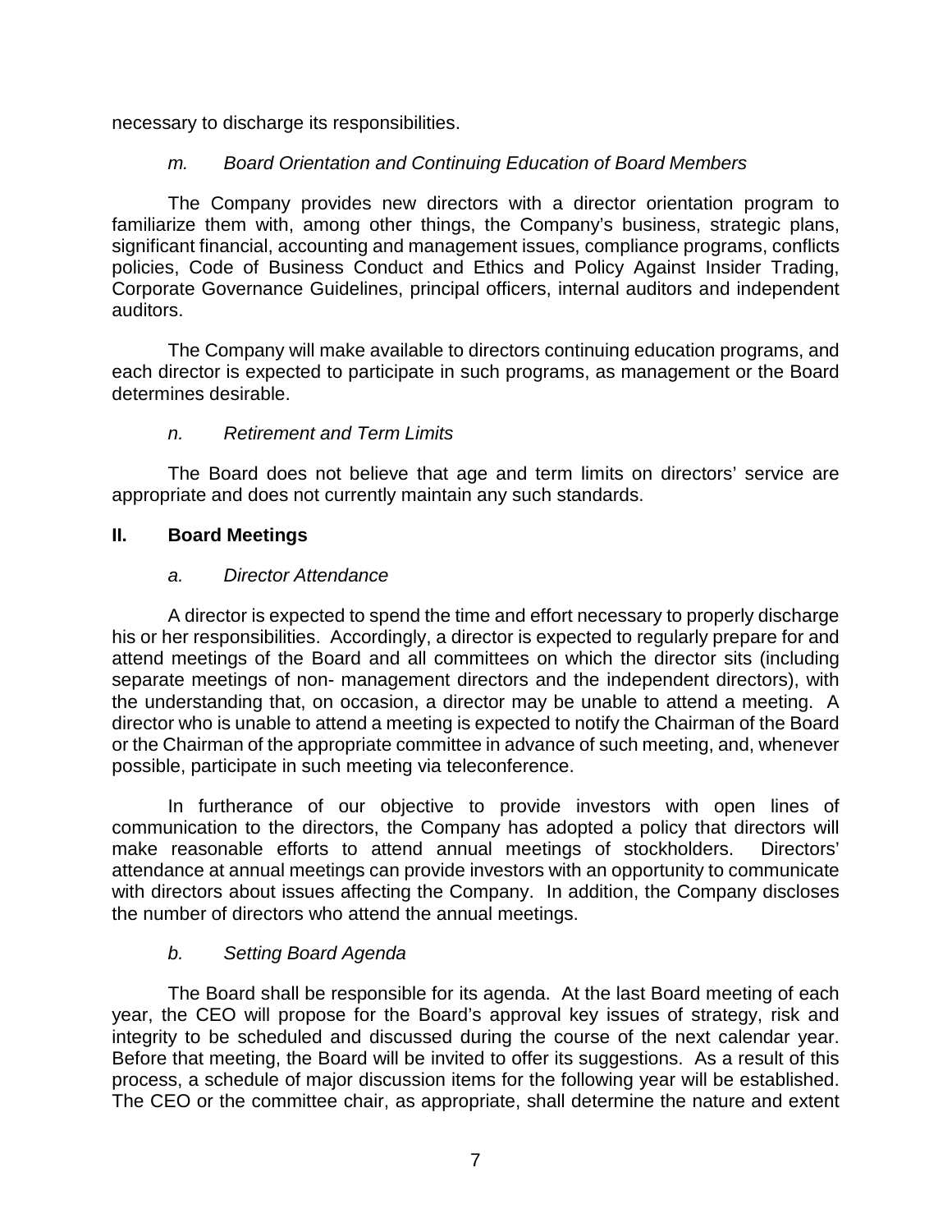necessary to discharge its responsibilities.

*m. Board Orientation and Continuing Education of Board Members*

The Company provides new directors with a director orientation program to familiarize them with, among other things, the Company's business, strategic plans, significant financial, accounting and management issues, compliance programs, conflicts policies, Code of Business Conduct and Ethics and Policy Against Insider Trading, Corporate Governance Guidelines, principal officers, internal auditors and independent auditors.

The Company will make available to directors continuing education programs, and each director is expected to participate in such programs, as management or the Board determines desirable.

*n. Retirement and Term Limits*

The Board does not believe that age and term limits on directors' service are appropriate and does not currently maintain any such standards.

## II. Board Meetings

*a. Director Attendance*

A director is expected to spend the time and effort necessary to properly discharge his or her responsibilities. Accordingly, a director is expected to regularly prepare for and attend meetings of the Board and all committees on which the director sits (including separate meetings of non- management directors and the independent directors), with the understanding that, on occasion, a director may be unable to attend a meeting. A director who is unable to attend a meeting is expected to notify the Chairman of the Board or the Chairman of the appropriate committee in advance of such meeting, and, whenever possible, participate in such meeting via teleconference.

In furtherance of our objective to provide investors with open lines of communication to the directors, the Company has adopted a policy that directors will make reasonable efforts to attend annual meetings of stockholders. Directors' attendance at annual meetings can provide investors with an opportunity to communicate with directors about issues affecting the Company. In addition, the Company discloses the number of directors who attend the annual meetings.

*b. Setting Board Agenda*

The Board shall be responsible for its agenda. At the last Board meeting of each year, the CEO will propose for the Board's approval key issues of strategy, risk and integrity to be scheduled and discussed during the course of the next calendar year. Before that meeting, the Board will be invited to offer its suggestions. As a result of this process, a schedule of major discussion items for the following year will be established. The CEO or the committee chair, as appropriate, shall determine the nature and extent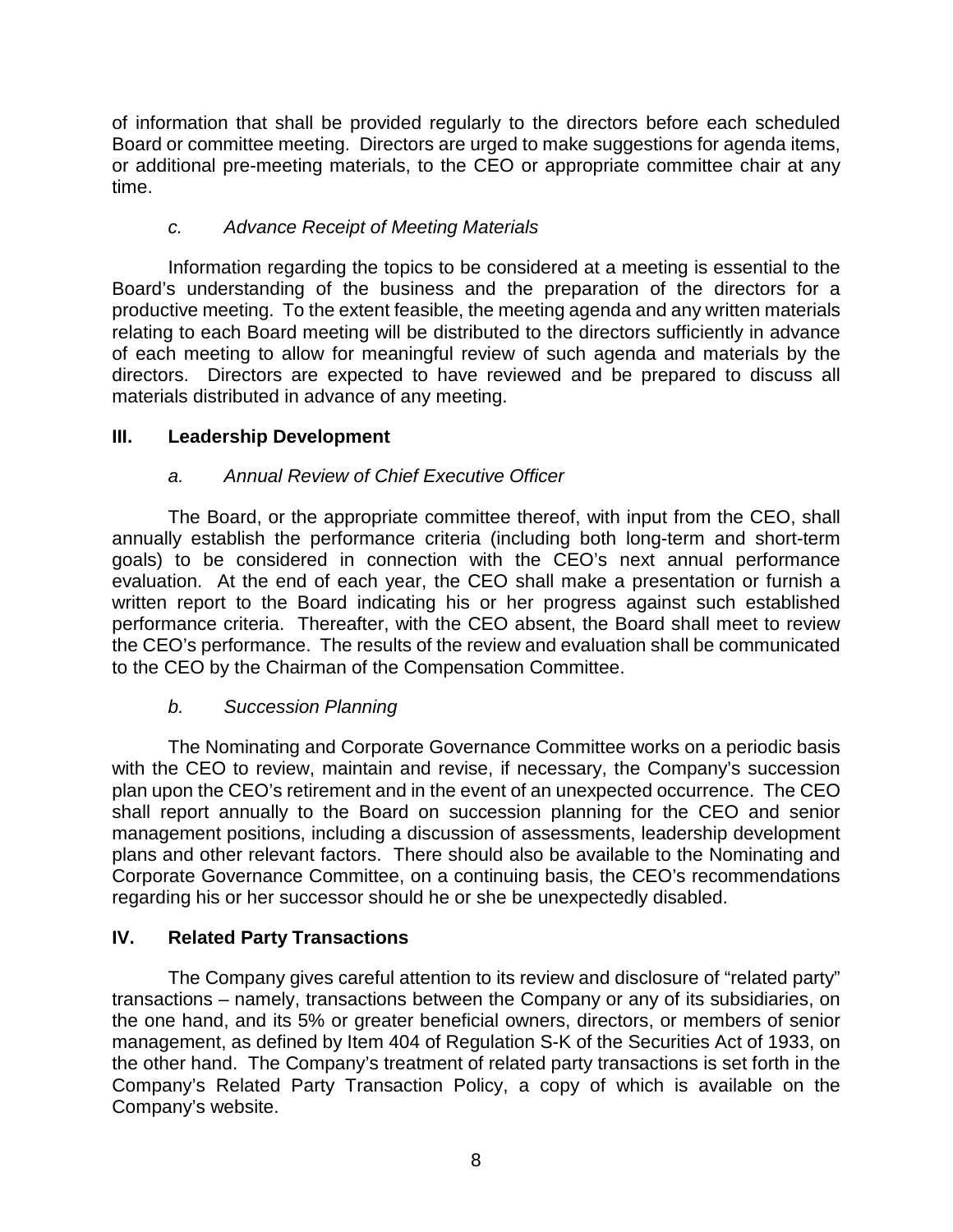of information that shall be provided regularly to the directors before each scheduled Board or committee meeting. Directors are urged to make suggestions for agenda items, or additional pre-meeting materials, to the CEO or appropriate committee chair at any time.

### *c. Advance Receipt of Meeting Materials*

Information regarding the topics to be considered at a meeting is essential to the Board's understanding of the business and the preparation of the directors for a productive meeting. To the extent feasible, the meeting agenda and any written materials relating to each Board meeting will be distributed to the directors sufficiently in advance of each meeting to allow for meaningful review of such agenda and materials by the directors. Directors are expected to have reviewed and be prepared to discuss all materials distributed in advance of any meeting.

## III. Leadership Development

### *a. Annual Review of Chief Executive Officer*

The Board, or the appropriate committee thereof, with input from the CEO, shall annually establish the performance criteria (including both long-term and short-term goals) to be considered in connection with the CEO's next annual performance evaluation. At the end of each year, the CEO shall make a presentation or furnish a written report to the Board indicating his or her progress against such established performance criteria. Thereafter, with the CEO absent, the Board shall meet to review the CEO's performance. The results of the review and evaluation shall be communicated to the CEO by the Chairman of the Compensation Committee.

### *b. Succession Planning*

The Nominating and Corporate Governance Committee works on a periodic basis with the CEO to review, maintain and revise, if necessary, the Company's succession plan upon the CEO's retirement and in the event of an unexpected occurrence. The CEO shall report annually to the Board on succession planning for the CEO and senior management positions, including a discussion of assessments, leadership development plans and other relevant factors. There should also be available to the Nominating and Corporate Governance Committee, on a continuing basis, the CEO's recommendations regarding his or her successor should he or she be unexpectedly disabled.

## IV. Related Party Transactions

The Company gives careful attention to its review and disclosure of "related party" transactions – namely, transactions between the Company or any of its subsidiaries, on the one hand, and its 5% or greater beneficial owners, directors, or members of senior management, as defined by Item 404 of Regulation S-K of the Securities Act of 1933, on the other hand. The Company's treatment of related party transactions is set forth in the Company's Related Party Transaction Policy, a copy of which is available on the Company's website.